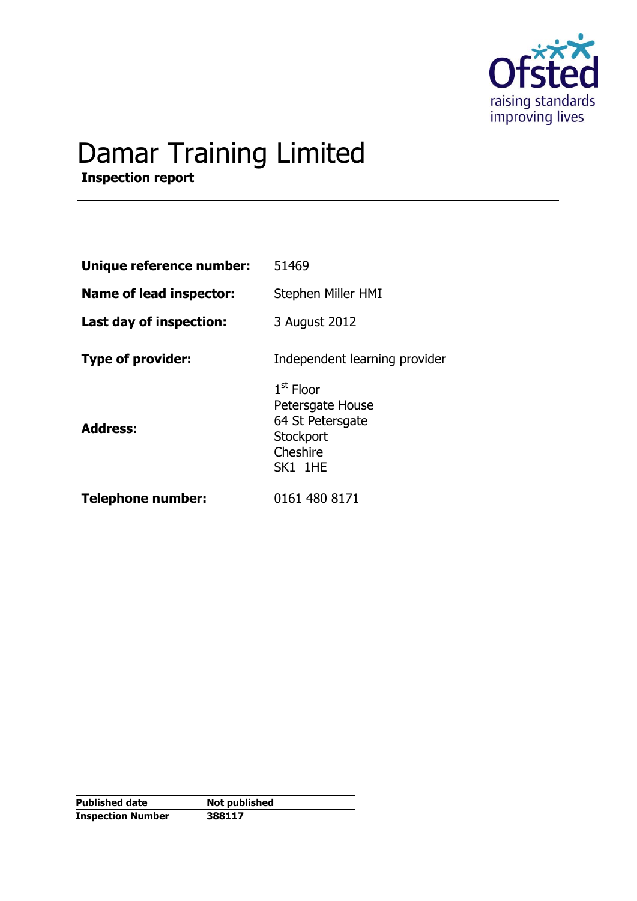# Damar Training Limited

**Inspection report**

| | |
|---|---|
| **Unique reference number:** | 51469 |
| **Name of lead inspector:** | Stephen Miller HMI |
| **Last day of inspection:** | 3 August 2012 |
| **Type of provider:** | Independent learning provider |
| **Address:** | 1st Floor<br>Petersgate House<br>64 St Petersgate<br>Stockport<br>Cheshire<br>SK1 1HE |
| **Telephone number:** | 0161 480 8171 |

| | |
|---|---|
| **Published date** | **Not published** |
| **Inspection Number** | **388117** |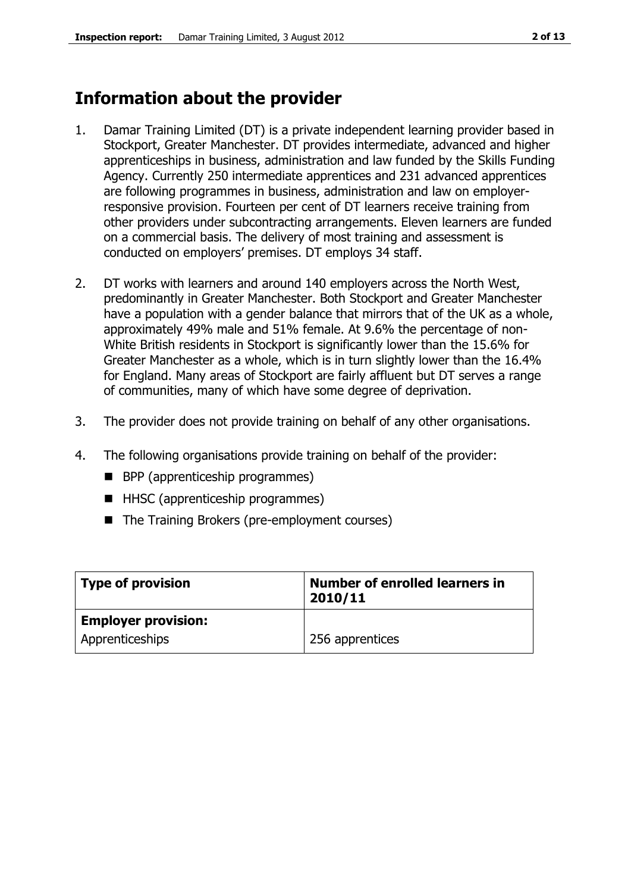# Information about the provider

1. Damar Training Limited (DT) is a private independent learning provider based in Stockport, Greater Manchester. DT provides intermediate, advanced and higher apprenticeships in business, administration and law funded by the Skills Funding Agency. Currently 250 intermediate apprentices and 231 advanced apprentices are following programmes in business, administration and law on employer-responsive provision. Fourteen per cent of DT learners receive training from other providers under subcontracting arrangements. Eleven learners are funded on a commercial basis. The delivery of most training and assessment is conducted on employers' premises. DT employs 34 staff.

2. DT works with learners and around 140 employers across the North West, predominantly in Greater Manchester. Both Stockport and Greater Manchester have a population with a gender balance that mirrors that of the UK as a whole, approximately 49% male and 51% female. At 9.6% the percentage of non-White British residents in Stockport is significantly lower than the 15.6% for Greater Manchester as a whole, which is in turn slightly lower than the 16.4% for England. Many areas of Stockport are fairly affluent but DT serves a range of communities, many of which have some degree of deprivation.

3. The provider does not provide training on behalf of any other organisations.

4. The following organisations provide training on behalf of the provider:
   - BPP (apprenticeship programmes)
   - HHSC (apprenticeship programmes)
   - The Training Brokers (pre-employment courses)

| Type of provision | Number of enrolled learners in 2010/11 |
|---|---|
| **Employer provision:** | |
| Apprenticeships | 256 apprentices |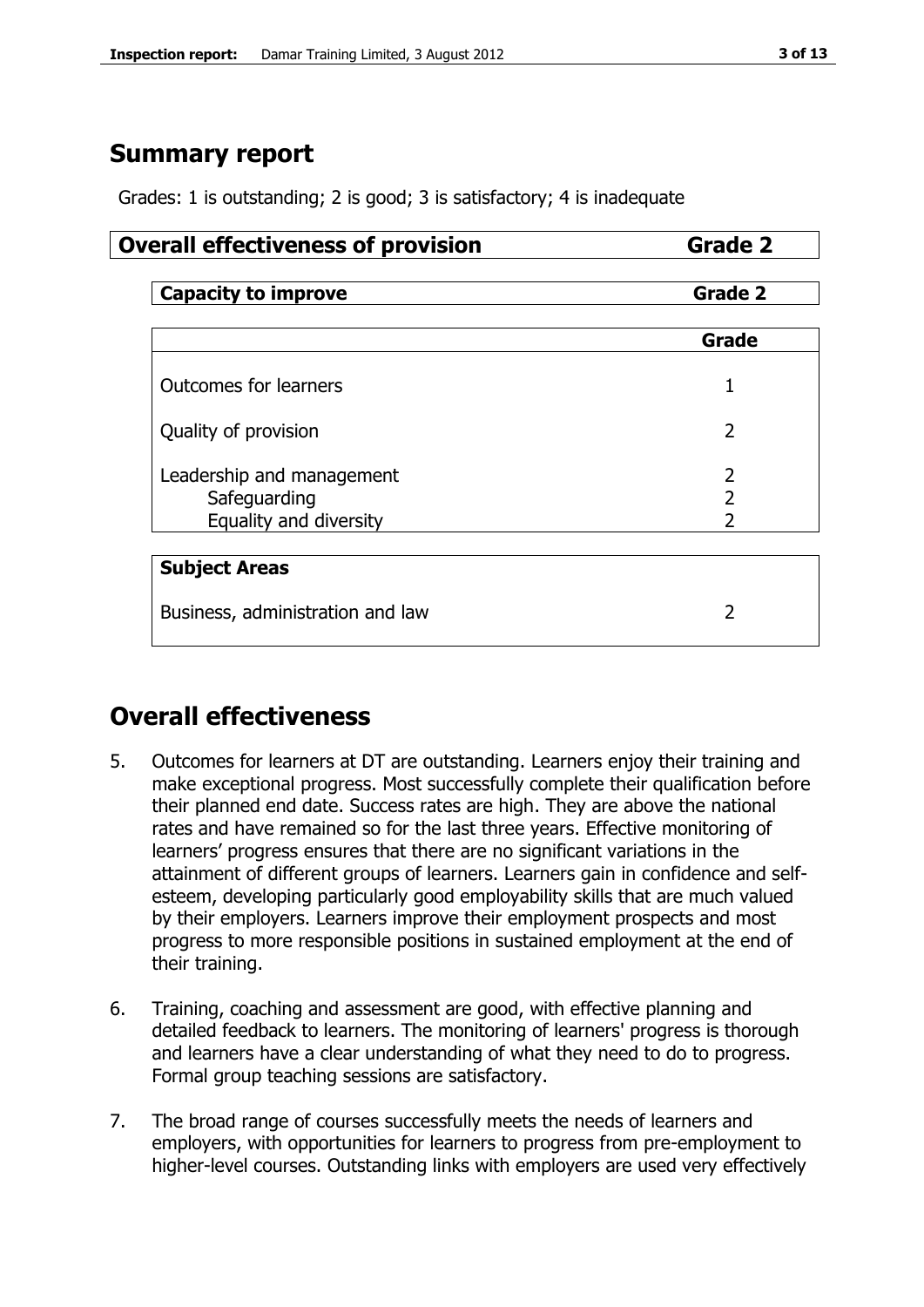## Summary report

Grades: 1 is outstanding; 2 is good; 3 is satisfactory; 4 is inadequate

| **Overall effectiveness of provision** | **Grade 2** |
|---|---|

| **Capacity to improve** | **Grade 2** |
|---|---|

| | **Grade** |
|---|---|
| Outcomes for learners | 1 |
| Quality of provision | 2 |
| Leadership and management | 2 |
| Safeguarding | 2 |
| Equality and diversity | 2 |

| **Subject Areas** | |
|---|---|
| Business, administration and law | 2 |

## Overall effectiveness

5. Outcomes for learners at DT are outstanding. Learners enjoy their training and make exceptional progress. Most successfully complete their qualification before their planned end date. Success rates are high. They are above the national rates and have remained so for the last three years. Effective monitoring of learners' progress ensures that there are no significant variations in the attainment of different groups of learners. Learners gain in confidence and self-esteem, developing particularly good employability skills that are much valued by their employers. Learners improve their employment prospects and most progress to more responsible positions in sustained employment at the end of their training.

6. Training, coaching and assessment are good, with effective planning and detailed feedback to learners. The monitoring of learners' progress is thorough and learners have a clear understanding of what they need to do to progress. Formal group teaching sessions are satisfactory.

7. The broad range of courses successfully meets the needs of learners and employers, with opportunities for learners to progress from pre-employment to higher-level courses. Outstanding links with employers are used very effectively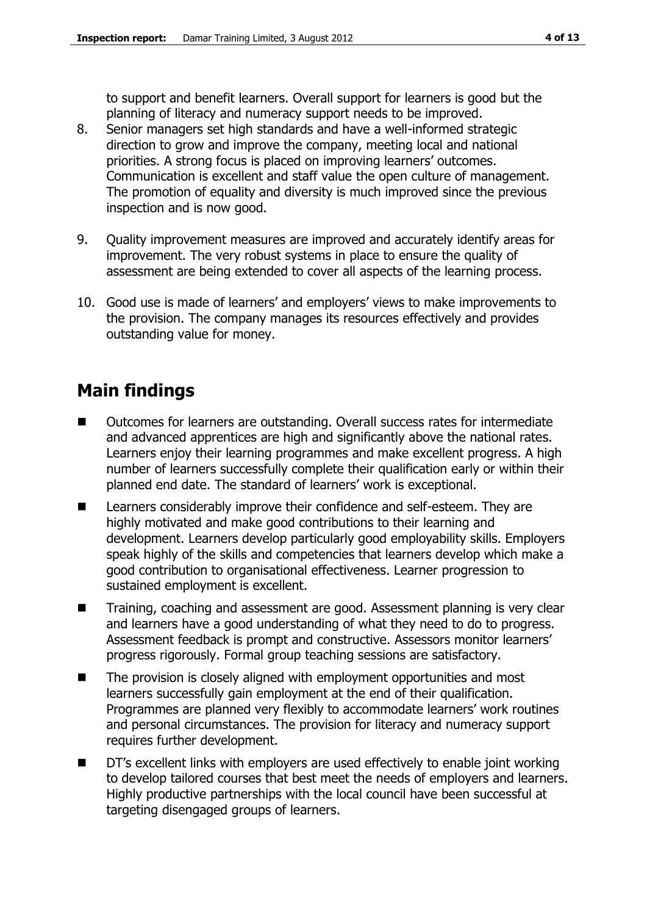to support and benefit learners. Overall support for learners is good but the planning of literacy and numeracy support needs to be improved.

8. Senior managers set high standards and have a well-informed strategic direction to grow and improve the company, meeting local and national priorities. A strong focus is placed on improving learners' outcomes. Communication is excellent and staff value the open culture of management. The promotion of equality and diversity is much improved since the previous inspection and is now good.

9. Quality improvement measures are improved and accurately identify areas for improvement. The very robust systems in place to ensure the quality of assessment are being extended to cover all aspects of the learning process.

10. Good use is made of learners' and employers' views to make improvements to the provision. The company manages its resources effectively and provides outstanding value for money.

## Main findings

- Outcomes for learners are outstanding. Overall success rates for intermediate and advanced apprentices are high and significantly above the national rates. Learners enjoy their learning programmes and make excellent progress. A high number of learners successfully complete their qualification early or within their planned end date. The standard of learners' work is exceptional.
- Learners considerably improve their confidence and self-esteem. They are highly motivated and make good contributions to their learning and development. Learners develop particularly good employability skills. Employers speak highly of the skills and competencies that learners develop which make a good contribution to organisational effectiveness. Learner progression to sustained employment is excellent.
- Training, coaching and assessment are good. Assessment planning is very clear and learners have a good understanding of what they need to do to progress. Assessment feedback is prompt and constructive. Assessors monitor learners' progress rigorously. Formal group teaching sessions are satisfactory.
- The provision is closely aligned with employment opportunities and most learners successfully gain employment at the end of their qualification. Programmes are planned very flexibly to accommodate learners' work routines and personal circumstances. The provision for literacy and numeracy support requires further development.
- DT's excellent links with employers are used effectively to enable joint working to develop tailored courses that best meet the needs of employers and learners. Highly productive partnerships with the local council have been successful at targeting disengaged groups of learners.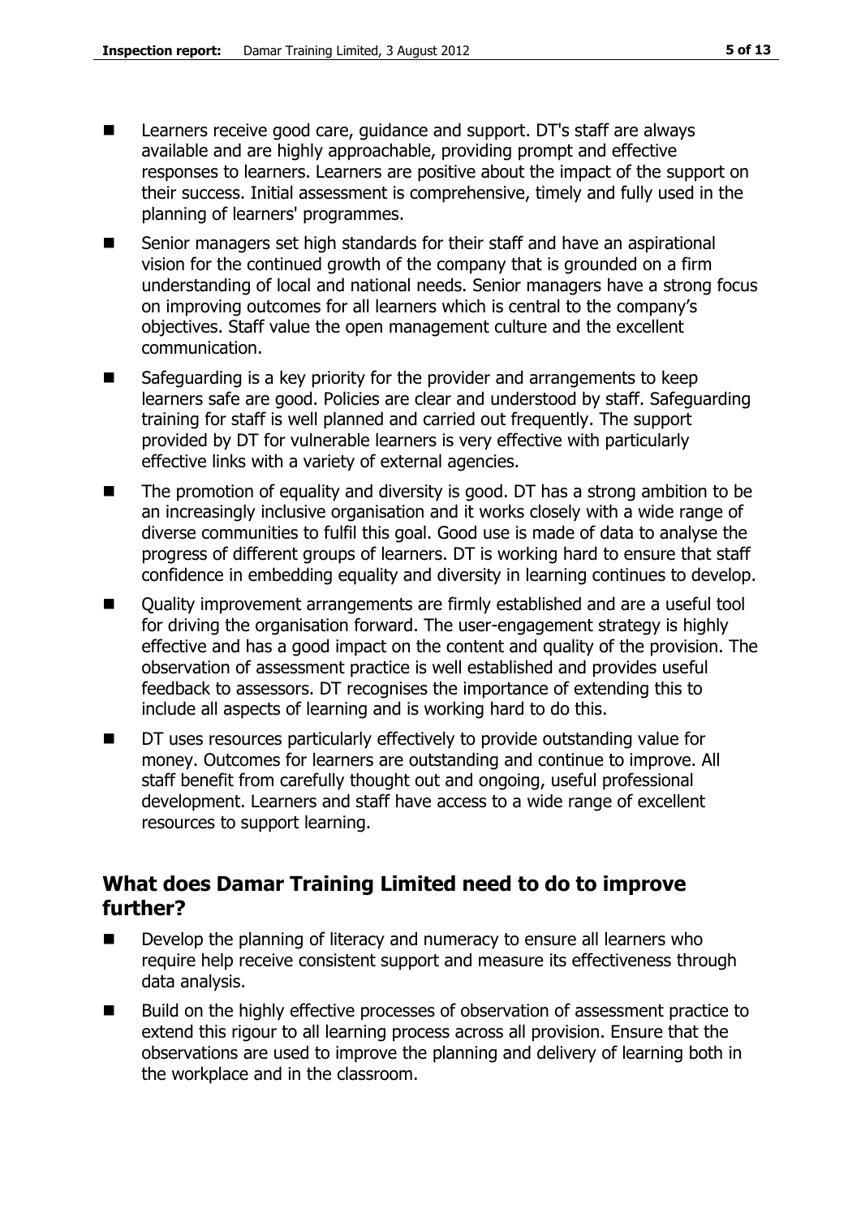- Learners receive good care, guidance and support. DT's staff are always available and are highly approachable, providing prompt and effective responses to learners. Learners are positive about the impact of the support on their success. Initial assessment is comprehensive, timely and fully used in the planning of learners' programmes.
- Senior managers set high standards for their staff and have an aspirational vision for the continued growth of the company that is grounded on a firm understanding of local and national needs. Senior managers have a strong focus on improving outcomes for all learners which is central to the company's objectives. Staff value the open management culture and the excellent communication.
- Safeguarding is a key priority for the provider and arrangements to keep learners safe are good. Policies are clear and understood by staff. Safeguarding training for staff is well planned and carried out frequently. The support provided by DT for vulnerable learners is very effective with particularly effective links with a variety of external agencies.
- The promotion of equality and diversity is good. DT has a strong ambition to be an increasingly inclusive organisation and it works closely with a wide range of diverse communities to fulfil this goal. Good use is made of data to analyse the progress of different groups of learners. DT is working hard to ensure that staff confidence in embedding equality and diversity in learning continues to develop.
- Quality improvement arrangements are firmly established and are a useful tool for driving the organisation forward. The user-engagement strategy is highly effective and has a good impact on the content and quality of the provision. The observation of assessment practice is well established and provides useful feedback to assessors. DT recognises the importance of extending this to include all aspects of learning and is working hard to do this.
- DT uses resources particularly effectively to provide outstanding value for money. Outcomes for learners are outstanding and continue to improve. All staff benefit from carefully thought out and ongoing, useful professional development. Learners and staff have access to a wide range of excellent resources to support learning.

## What does Damar Training Limited need to do to improve further?

- Develop the planning of literacy and numeracy to ensure all learners who require help receive consistent support and measure its effectiveness through data analysis.
- Build on the highly effective processes of observation of assessment practice to extend this rigour to all learning process across all provision. Ensure that the observations are used to improve the planning and delivery of learning both in the workplace and in the classroom.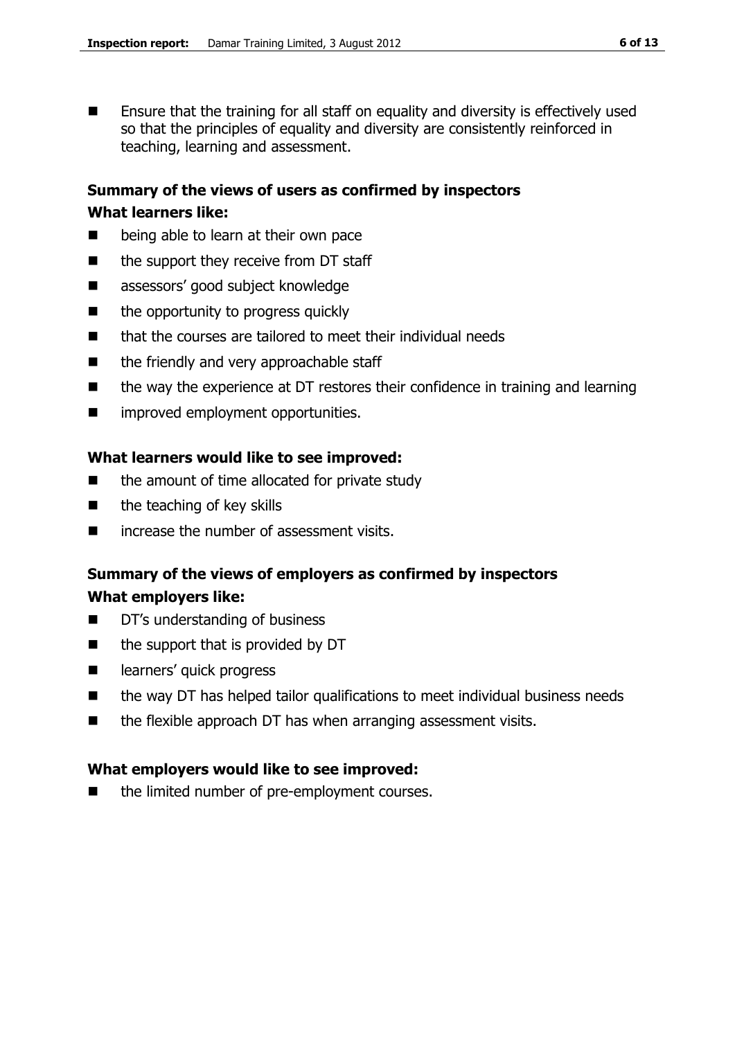- Ensure that the training for all staff on equality and diversity is effectively used so that the principles of equality and diversity are consistently reinforced in teaching, learning and assessment.

## Summary of the views of users as confirmed by inspectors

### What learners like:

- being able to learn at their own pace
- the support they receive from DT staff
- assessors' good subject knowledge
- the opportunity to progress quickly
- that the courses are tailored to meet their individual needs
- the friendly and very approachable staff
- the way the experience at DT restores their confidence in training and learning
- improved employment opportunities.

### What learners would like to see improved:

- the amount of time allocated for private study
- the teaching of key skills
- increase the number of assessment visits.

## Summary of the views of employers as confirmed by inspectors

### What employers like:

- DT's understanding of business
- the support that is provided by DT
- learners' quick progress
- the way DT has helped tailor qualifications to meet individual business needs
- the flexible approach DT has when arranging assessment visits.

### What employers would like to see improved:

- the limited number of pre-employment courses.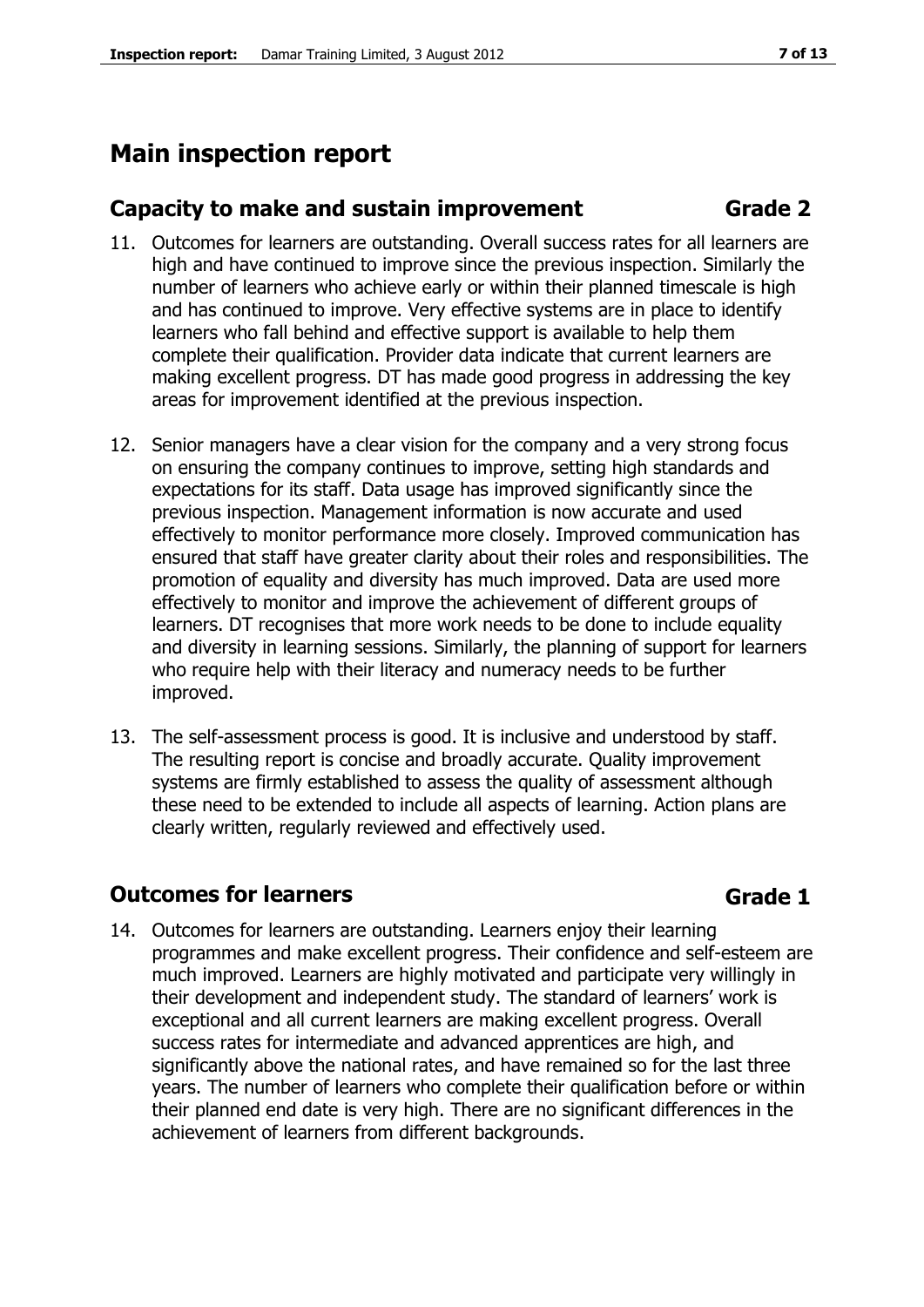# Main inspection report

## Capacity to make and sustain improvement Grade 2

11. Outcomes for learners are outstanding. Overall success rates for all learners are high and have continued to improve since the previous inspection. Similarly the number of learners who achieve early or within their planned timescale is high and has continued to improve. Very effective systems are in place to identify learners who fall behind and effective support is available to help them complete their qualification. Provider data indicate that current learners are making excellent progress. DT has made good progress in addressing the key areas for improvement identified at the previous inspection.

12. Senior managers have a clear vision for the company and a very strong focus on ensuring the company continues to improve, setting high standards and expectations for its staff. Data usage has improved significantly since the previous inspection. Management information is now accurate and used effectively to monitor performance more closely. Improved communication has ensured that staff have greater clarity about their roles and responsibilities. The promotion of equality and diversity has much improved. Data are used more effectively to monitor and improve the achievement of different groups of learners. DT recognises that more work needs to be done to include equality and diversity in learning sessions. Similarly, the planning of support for learners who require help with their literacy and numeracy needs to be further improved.

13. The self-assessment process is good. It is inclusive and understood by staff. The resulting report is concise and broadly accurate. Quality improvement systems are firmly established to assess the quality of assessment although these need to be extended to include all aspects of learning. Action plans are clearly written, regularly reviewed and effectively used.

## Outcomes for learners Grade 1

14. Outcomes for learners are outstanding. Learners enjoy their learning programmes and make excellent progress. Their confidence and self-esteem are much improved. Learners are highly motivated and participate very willingly in their development and independent study. The standard of learners' work is exceptional and all current learners are making excellent progress. Overall success rates for intermediate and advanced apprentices are high, and significantly above the national rates, and have remained so for the last three years. The number of learners who complete their qualification before or within their planned end date is very high. There are no significant differences in the achievement of learners from different backgrounds.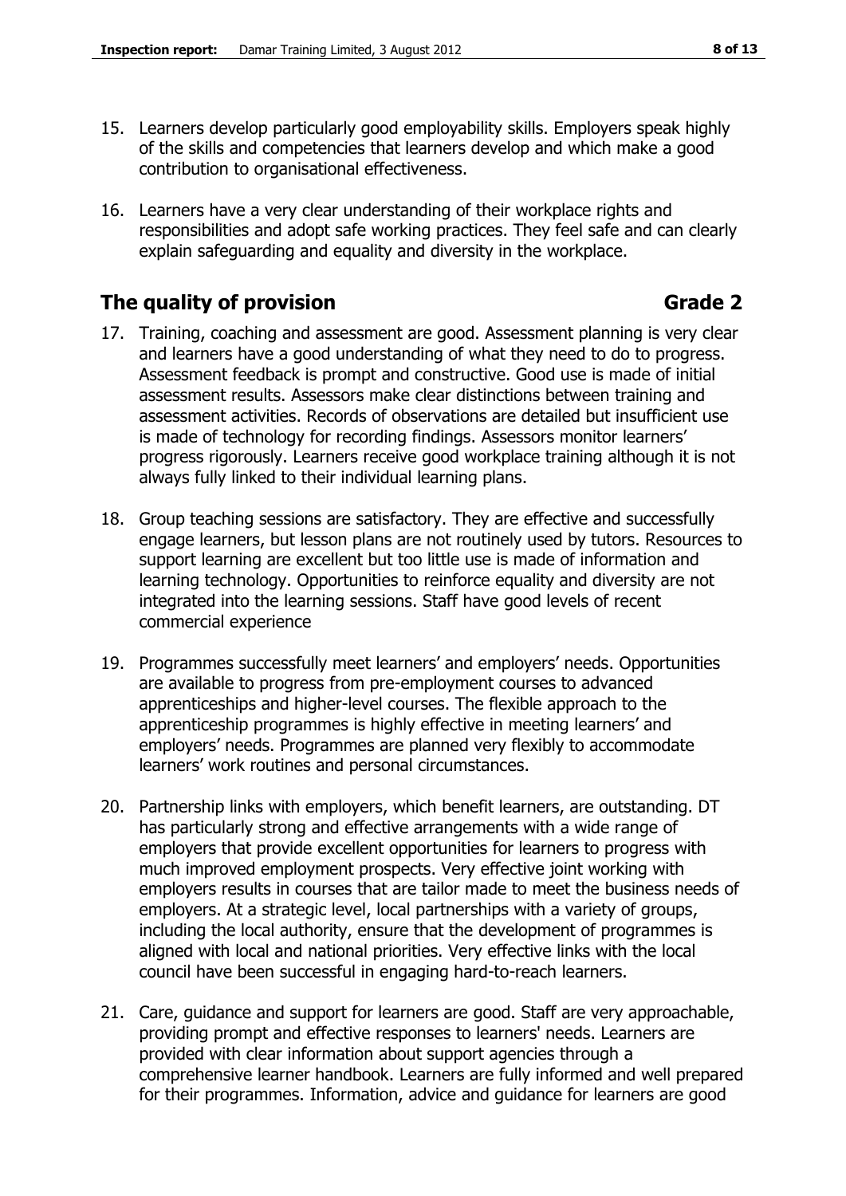15. Learners develop particularly good employability skills. Employers speak highly of the skills and competencies that learners develop and which make a good contribution to organisational effectiveness.

16. Learners have a very clear understanding of their workplace rights and responsibilities and adopt safe working practices. They feel safe and can clearly explain safeguarding and equality and diversity in the workplace.

## The quality of provision Grade 2

17. Training, coaching and assessment are good. Assessment planning is very clear and learners have a good understanding of what they need to do to progress. Assessment feedback is prompt and constructive. Good use is made of initial assessment results. Assessors make clear distinctions between training and assessment activities. Records of observations are detailed but insufficient use is made of technology for recording findings. Assessors monitor learners' progress rigorously. Learners receive good workplace training although it is not always fully linked to their individual learning plans.

18. Group teaching sessions are satisfactory. They are effective and successfully engage learners, but lesson plans are not routinely used by tutors. Resources to support learning are excellent but too little use is made of information and learning technology. Opportunities to reinforce equality and diversity are not integrated into the learning sessions. Staff have good levels of recent commercial experience

19. Programmes successfully meet learners' and employers' needs. Opportunities are available to progress from pre-employment courses to advanced apprenticeships and higher-level courses. The flexible approach to the apprenticeship programmes is highly effective in meeting learners' and employers' needs. Programmes are planned very flexibly to accommodate learners' work routines and personal circumstances.

20. Partnership links with employers, which benefit learners, are outstanding. DT has particularly strong and effective arrangements with a wide range of employers that provide excellent opportunities for learners to progress with much improved employment prospects. Very effective joint working with employers results in courses that are tailor made to meet the business needs of employers. At a strategic level, local partnerships with a variety of groups, including the local authority, ensure that the development of programmes is aligned with local and national priorities. Very effective links with the local council have been successful in engaging hard-to-reach learners.

21. Care, guidance and support for learners are good. Staff are very approachable, providing prompt and effective responses to learners' needs. Learners are provided with clear information about support agencies through a comprehensive learner handbook. Learners are fully informed and well prepared for their programmes. Information, advice and guidance for learners are good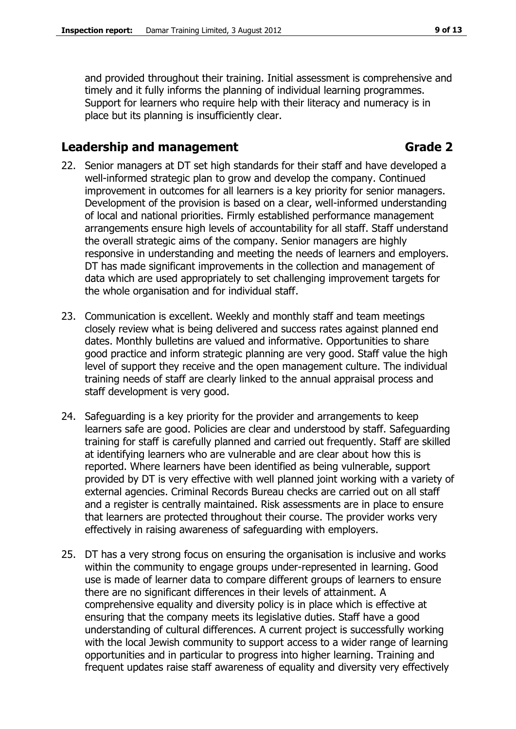and provided throughout their training. Initial assessment is comprehensive and timely and it fully informs the planning of individual learning programmes. Support for learners who require help with their literacy and numeracy is in place but its planning is insufficiently clear.

## Leadership and management Grade 2

22. Senior managers at DT set high standards for their staff and have developed a well-informed strategic plan to grow and develop the company. Continued improvement in outcomes for all learners is a key priority for senior managers. Development of the provision is based on a clear, well-informed understanding of local and national priorities. Firmly established performance management arrangements ensure high levels of accountability for all staff. Staff understand the overall strategic aims of the company. Senior managers are highly responsive in understanding and meeting the needs of learners and employers. DT has made significant improvements in the collection and management of data which are used appropriately to set challenging improvement targets for the whole organisation and for individual staff.

23. Communication is excellent. Weekly and monthly staff and team meetings closely review what is being delivered and success rates against planned end dates. Monthly bulletins are valued and informative. Opportunities to share good practice and inform strategic planning are very good. Staff value the high level of support they receive and the open management culture. The individual training needs of staff are clearly linked to the annual appraisal process and staff development is very good.

24. Safeguarding is a key priority for the provider and arrangements to keep learners safe are good. Policies are clear and understood by staff. Safeguarding training for staff is carefully planned and carried out frequently. Staff are skilled at identifying learners who are vulnerable and are clear about how this is reported. Where learners have been identified as being vulnerable, support provided by DT is very effective with well planned joint working with a variety of external agencies. Criminal Records Bureau checks are carried out on all staff and a register is centrally maintained. Risk assessments are in place to ensure that learners are protected throughout their course. The provider works very effectively in raising awareness of safeguarding with employers.

25. DT has a very strong focus on ensuring the organisation is inclusive and works within the community to engage groups under-represented in learning. Good use is made of learner data to compare different groups of learners to ensure there are no significant differences in their levels of attainment. A comprehensive equality and diversity policy is in place which is effective at ensuring that the company meets its legislative duties. Staff have a good understanding of cultural differences. A current project is successfully working with the local Jewish community to support access to a wider range of learning opportunities and in particular to progress into higher learning. Training and frequent updates raise staff awareness of equality and diversity very effectively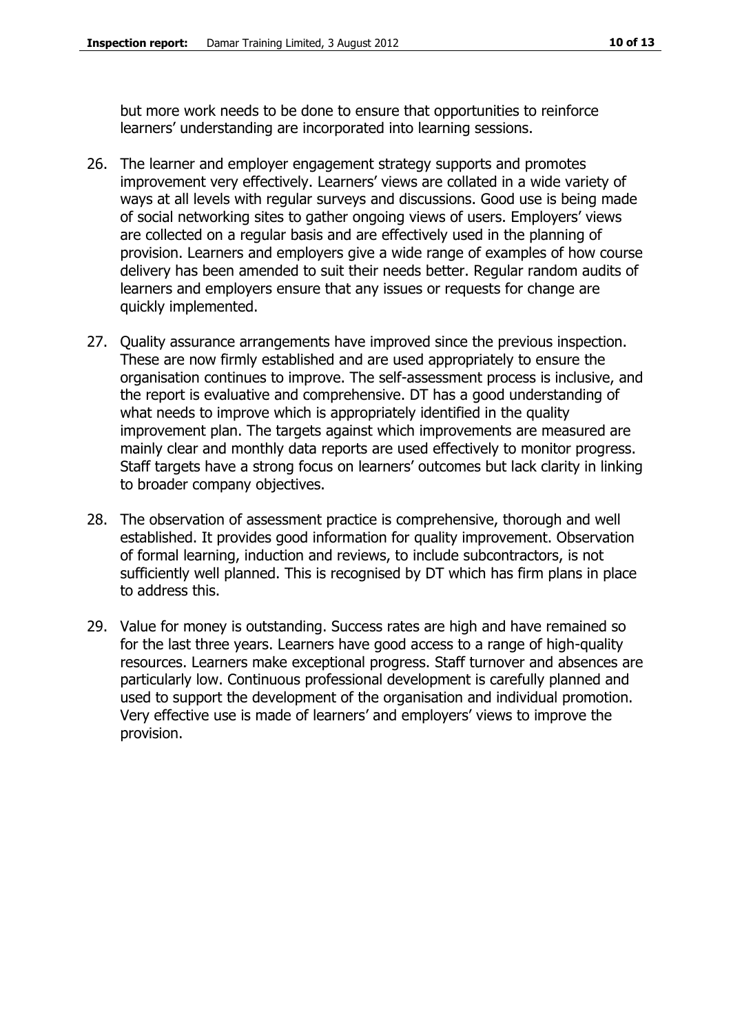but more work needs to be done to ensure that opportunities to reinforce learners' understanding are incorporated into learning sessions.

26. The learner and employer engagement strategy supports and promotes improvement very effectively. Learners' views are collated in a wide variety of ways at all levels with regular surveys and discussions. Good use is being made of social networking sites to gather ongoing views of users. Employers' views are collected on a regular basis and are effectively used in the planning of provision. Learners and employers give a wide range of examples of how course delivery has been amended to suit their needs better. Regular random audits of learners and employers ensure that any issues or requests for change are quickly implemented.

27. Quality assurance arrangements have improved since the previous inspection. These are now firmly established and are used appropriately to ensure the organisation continues to improve. The self-assessment process is inclusive, and the report is evaluative and comprehensive. DT has a good understanding of what needs to improve which is appropriately identified in the quality improvement plan. The targets against which improvements are measured are mainly clear and monthly data reports are used effectively to monitor progress. Staff targets have a strong focus on learners' outcomes but lack clarity in linking to broader company objectives.

28. The observation of assessment practice is comprehensive, thorough and well established. It provides good information for quality improvement. Observation of formal learning, induction and reviews, to include subcontractors, is not sufficiently well planned. This is recognised by DT which has firm plans in place to address this.

29. Value for money is outstanding. Success rates are high and have remained so for the last three years. Learners have good access to a range of high-quality resources. Learners make exceptional progress. Staff turnover and absences are particularly low. Continuous professional development is carefully planned and used to support the development of the organisation and individual promotion. Very effective use is made of learners' and employers' views to improve the provision.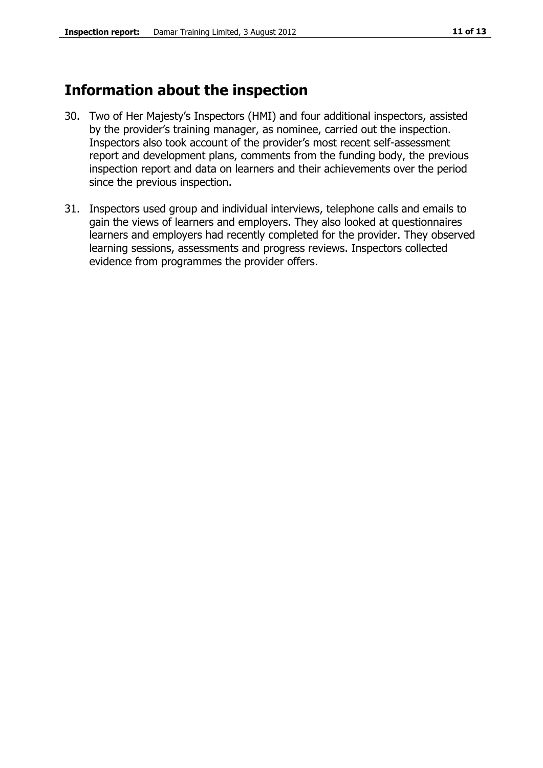## Information about the inspection

30. Two of Her Majesty's Inspectors (HMI) and four additional inspectors, assisted by the provider's training manager, as nominee, carried out the inspection. Inspectors also took account of the provider's most recent self-assessment report and development plans, comments from the funding body, the previous inspection report and data on learners and their achievements over the period since the previous inspection.

31. Inspectors used group and individual interviews, telephone calls and emails to gain the views of learners and employers. They also looked at questionnaires learners and employers had recently completed for the provider. They observed learning sessions, assessments and progress reviews. Inspectors collected evidence from programmes the provider offers.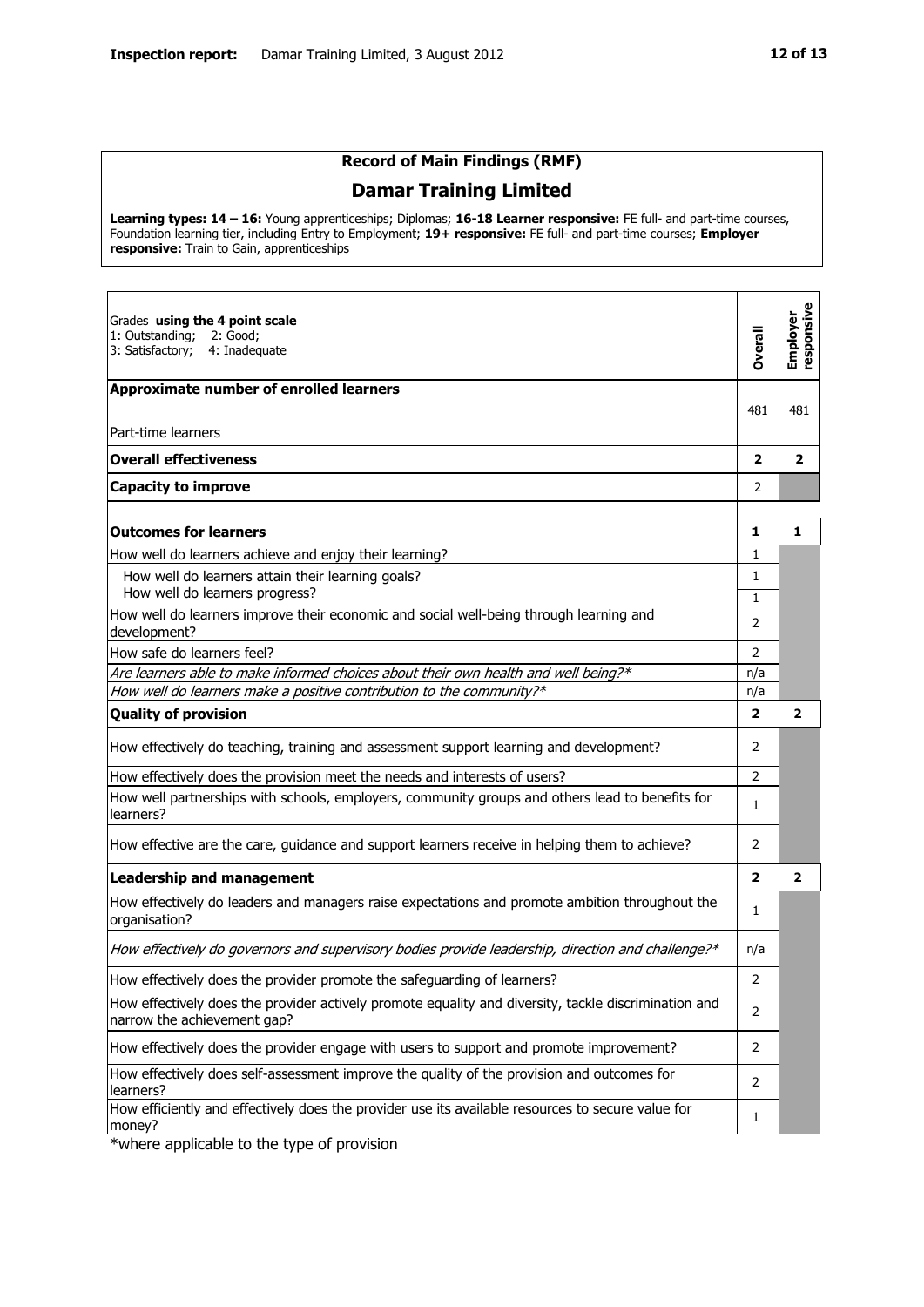## Record of Main Findings (RMF)

# Damar Training Limited

**Learning types: 14 – 16:** Young apprenticeships; Diplomas; **16-18 Learner responsive:** FE full- and part-time courses, Foundation learning tier, including Entry to Employment; **19+ responsive:** FE full- and part-time courses; **Employer responsive:** Train to Gain, apprenticeships

| Grades **using the 4 point scale** 1: Outstanding; 2: Good; 3: Satisfactory; 4: Inadequate | Overall | Employer responsive |
|---|---|---|
| **Approximate number of enrolled learners** Part-time learners | 481 | 481 |
| **Overall effectiveness** | **2** | **2** |
| **Capacity to improve** | 2 | |
| | | |
| **Outcomes for learners** | **1** | **1** |
| How well do learners achieve and enjoy their learning? | 1 | |
| How well do learners attain their learning goals? | 1 | |
| How well do learners progress? | 1 | |
| How well do learners improve their economic and social well-being through learning and development? | 2 | |
| How safe do learners feel? | 2 | |
| *Are learners able to make informed choices about their own health and well being?** | n/a | |
| *How well do learners make a positive contribution to the community?** | n/a | |
| **Quality of provision** | **2** | **2** |
| How effectively do teaching, training and assessment support learning and development? | 2 | |
| How effectively does the provision meet the needs and interests of users? | 2 | |
| How well partnerships with schools, employers, community groups and others lead to benefits for learners? | 1 | |
| How effective are the care, guidance and support learners receive in helping them to achieve? | 2 | |
| **Leadership and management** | **2** | **2** |
| How effectively do leaders and managers raise expectations and promote ambition throughout the organisation? | 1 | |
| *How effectively do governors and supervisory bodies provide leadership, direction and challenge?** | n/a | |
| How effectively does the provider promote the safeguarding of learners? | 2 | |
| How effectively does the provider actively promote equality and diversity, tackle discrimination and narrow the achievement gap? | 2 | |
| How effectively does the provider engage with users to support and promote improvement? | 2 | |
| How effectively does self-assessment improve the quality of the provision and outcomes for learners? | 2 | |
| How efficiently and effectively does the provider use its available resources to secure value for money? | 1 | |

*where applicable to the type of provision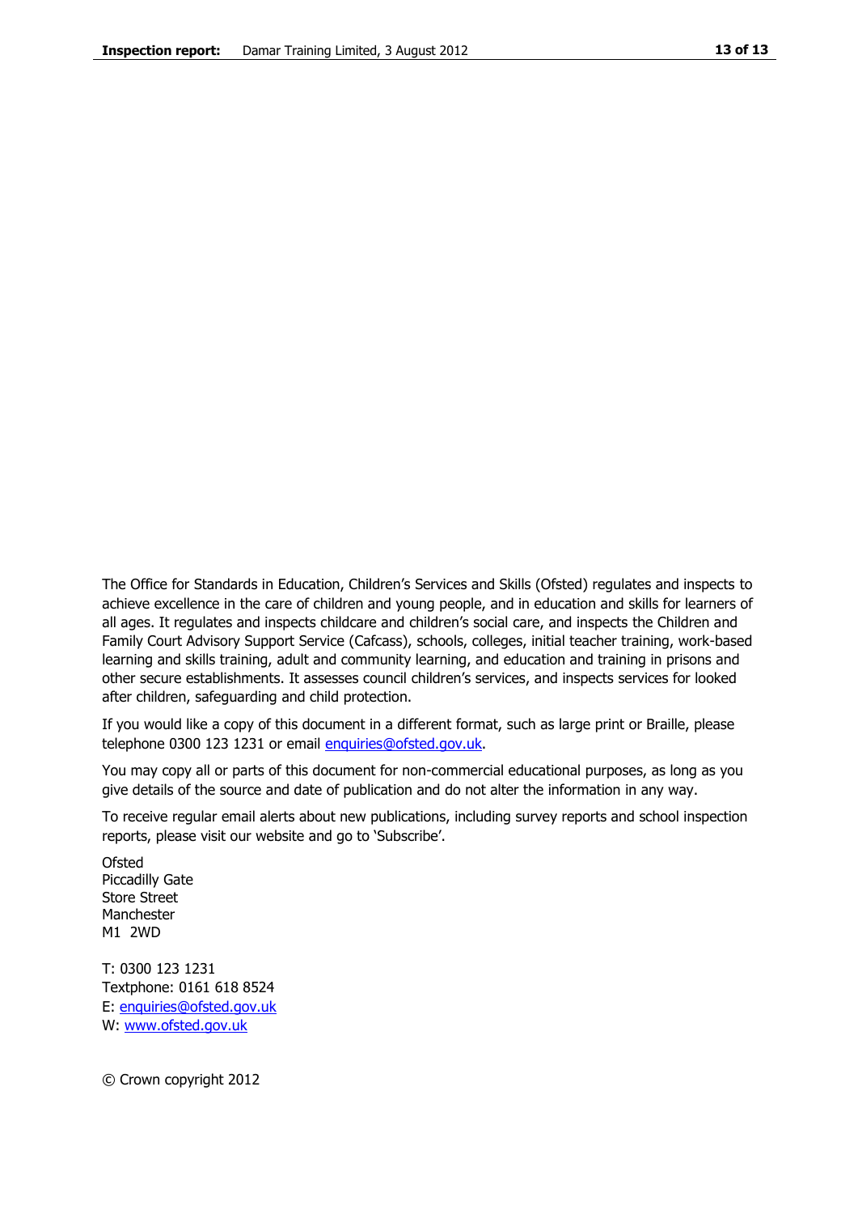The Office for Standards in Education, Children's Services and Skills (Ofsted) regulates and inspects to achieve excellence in the care of children and young people, and in education and skills for learners of all ages. It regulates and inspects childcare and children's social care, and inspects the Children and Family Court Advisory Support Service (Cafcass), schools, colleges, initial teacher training, work-based learning and skills training, adult and community learning, and education and training in prisons and other secure establishments. It assesses council children's services, and inspects services for looked after children, safeguarding and child protection.

If you would like a copy of this document in a different format, such as large print or Braille, please telephone 0300 123 1231 or email enquiries@ofsted.gov.uk.

You may copy all or parts of this document for non-commercial educational purposes, as long as you give details of the source and date of publication and do not alter the information in any way.

To receive regular email alerts about new publications, including survey reports and school inspection reports, please visit our website and go to 'Subscribe'.

Ofsted
Piccadilly Gate
Store Street
Manchester
M1 2WD

T: 0300 123 1231
Textphone: 0161 618 8524
E: enquiries@ofsted.gov.uk
W: www.ofsted.gov.uk

© Crown copyright 2012